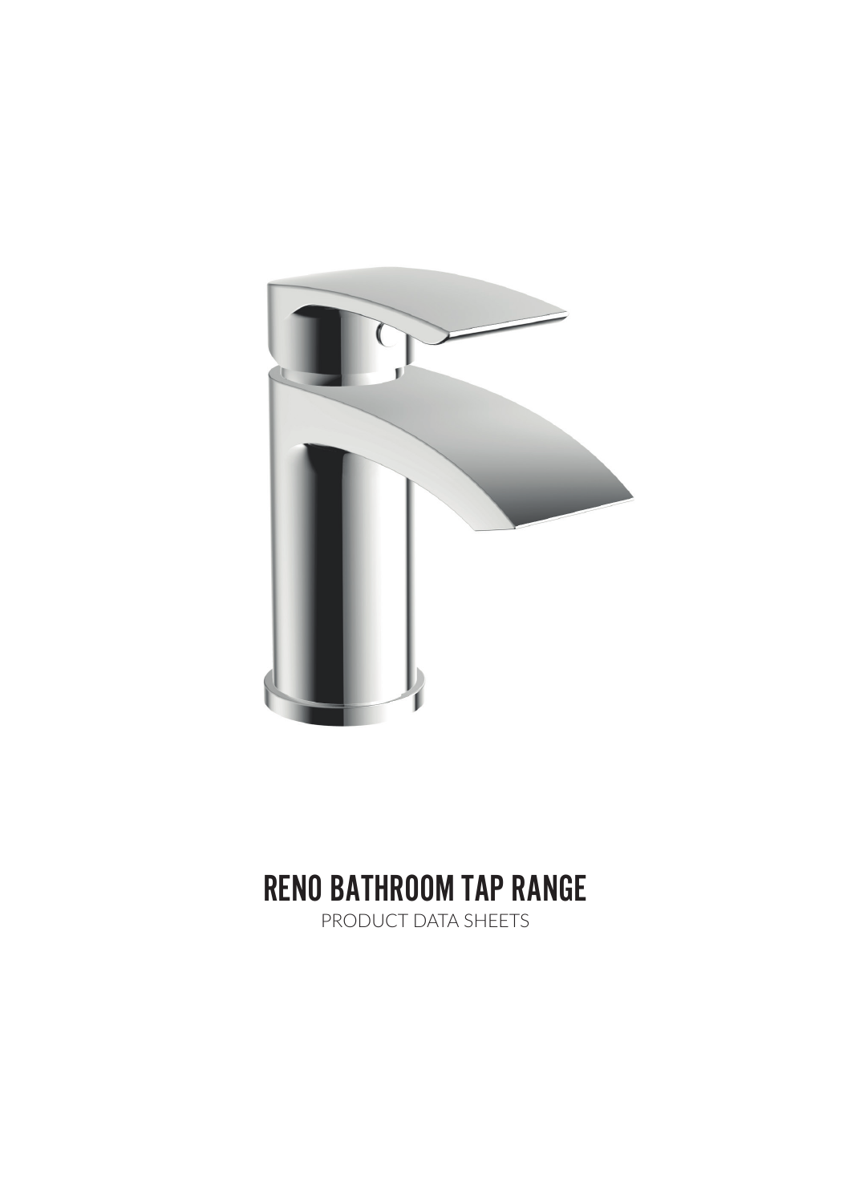# RENO BATHROOM TAP RANGE

PRODUCT DATA SHEETS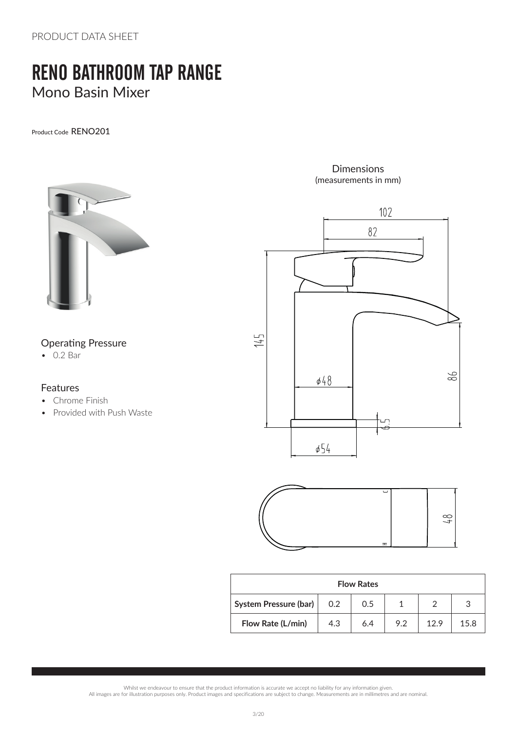PRODUCT DATA SHEET

# RENO BATHROOM TAP RANGE

## Mono Basin Mixer

Product Code RENO201

### Operating Pressure

- 0.2 Bar

### Features

- Chrome Finish
- Provided with Push Waste

Dimensions
(measurements in mm)

| Flow Rates | | | | | |
|---|---|---|---|---|---|
| **System Pressure (bar)** | 0.2 | 0.5 | 1 | 2 | 3 |
| **Flow Rate (L/min)** | 4.3 | 6.4 | 9.2 | 12.9 | 15.8 |

Whilst we endeavour to ensure that the product information is accurate we accept no liability for any information given.
All images are for illustration purposes only. Product images and specifications are subject to change. Measurements are in millimetres and are nominal.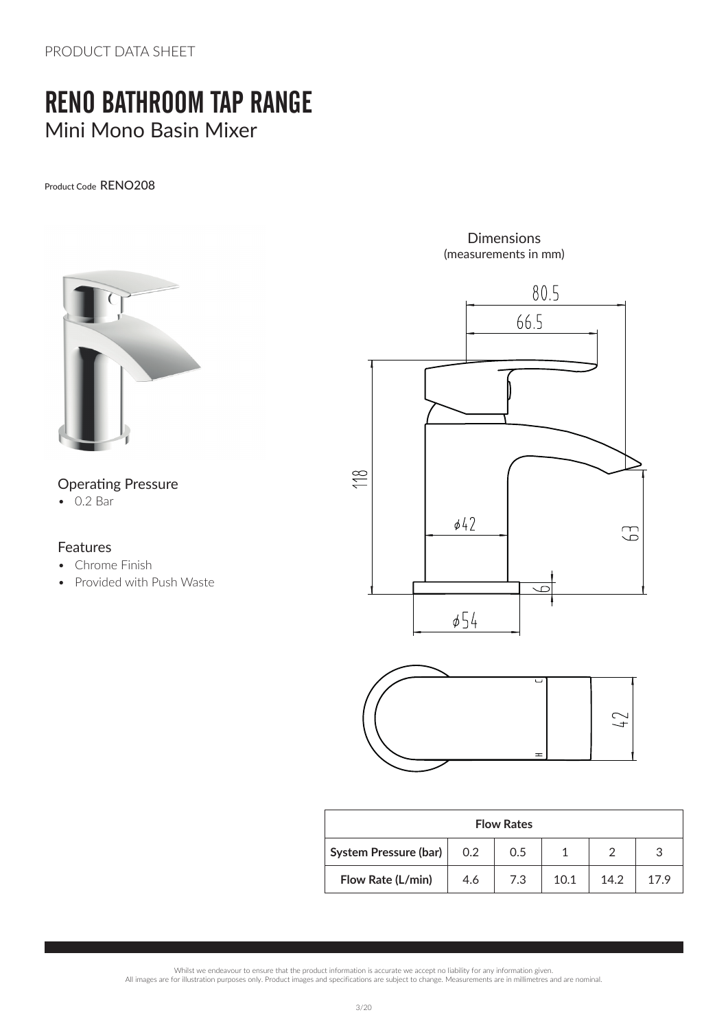PRODUCT DATA SHEET

# RENO BATHROOM TAP RANGE

## Mini Mono Basin Mixer

Product Code RENO208

### Operating Pressure

- 0.2 Bar

### Features

- Chrome Finish
- Provided with Push Waste

Dimensions
(measurements in mm)

| Flow Rates | | | | | |
|---|---|---|---|---|---|
| **System Pressure (bar)** | 0.2 | 0.5 | 1 | 2 | 3 |
| **Flow Rate (L/min)** | 4.6 | 7.3 | 10.1 | 14.2 | 17.9 |

Whilst we endeavour to ensure that the product information is accurate we accept no liability for any information given.
All images are for illustration purposes only. Product images and specifications are subject to change. Measurements are in millimetres and are nominal.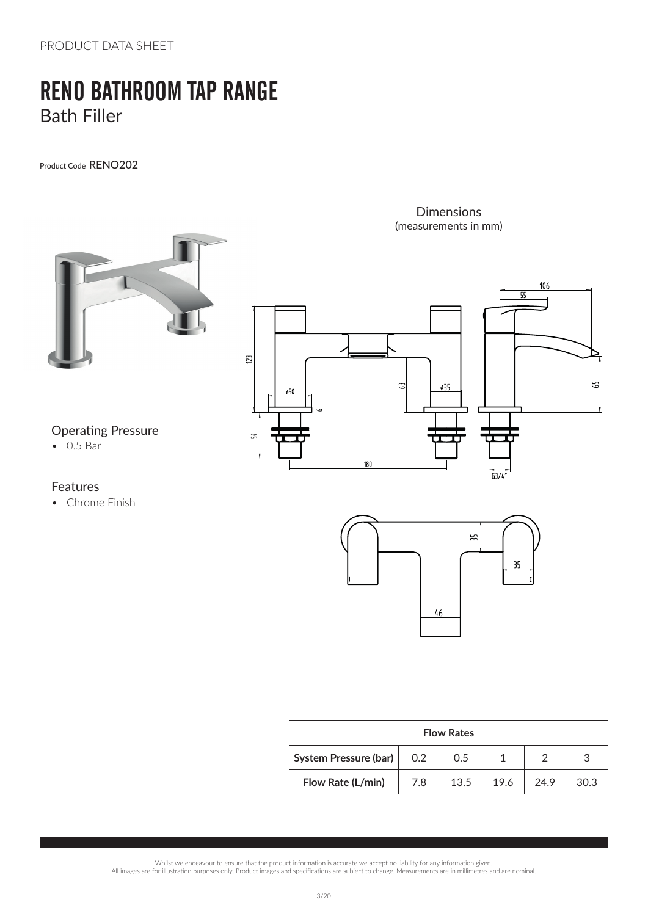PRODUCT DATA SHEET

# RENO BATHROOM TAP RANGE

## Bath Filler

Product Code RENO202

Dimensions
(measurements in mm)

### Operating Pressure

- 0.5 Bar

### Features

- Chrome Finish

| Flow Rates | | | | | |
|---|---|---|---|---|---|
| **System Pressure (bar)** | 0.2 | 0.5 | 1 | 2 | 3 |
| **Flow Rate (L/min)** | 7.8 | 13.5 | 19.6 | 24.9 | 30.3 |

Whilst we endeavour to ensure that the product information is accurate we accept no liability for any information given.
All images are for illustration purposes only. Product images and specifications are subject to change. Measurements are in millimetres and are nominal.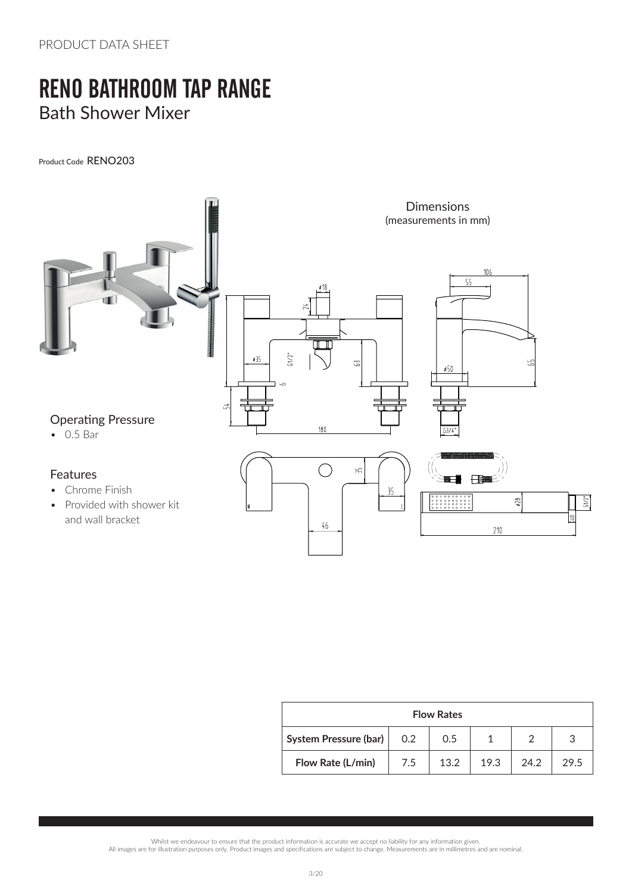PRODUCT DATA SHEET

# RENO BATHROOM TAP RANGE

## Bath Shower Mixer

Product Code RENO203

Dimensions
(measurements in mm)

### Operating Pressure

- 0.5 Bar

### Features

- Chrome Finish
- Provided with shower kit and wall bracket

| Flow Rates | | | | | |
|---|---|---|---|---|---|
| **System Pressure (bar)** | 0.2 | 0.5 | 1 | 2 | 3 |
| **Flow Rate (L/min)** | 7.5 | 13.2 | 19.3 | 24.2 | 29.5 |

Whilst we endeavour to ensure that the product information is accurate we accept no liability for any information given.
All images are for illustration purposes only. Product images and specifications are subject to change. Measurements are in millimetres and are nominal.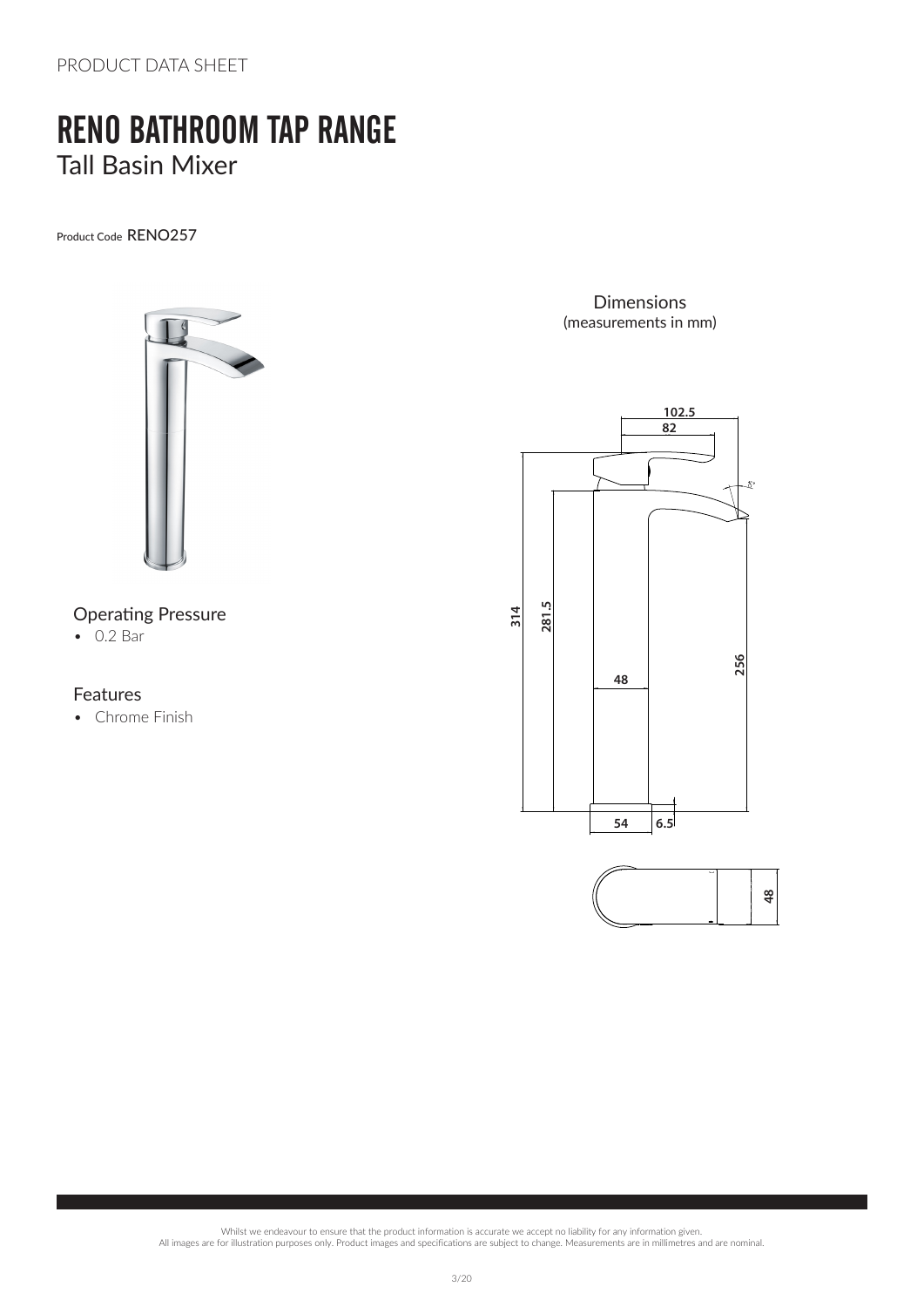PRODUCT DATA SHEET

# RENO BATHROOM TAP RANGE

## Tall Basin Mixer

Product Code RENO257

### Operating Pressure

- 0.2 Bar

### Features

- Chrome Finish

Dimensions
(measurements in mm)

102.5
82
314
281.5
256
48
54
6.5
48

Whilst we endeavour to ensure that the product information is accurate we accept no liability for any information given.
All images are for illustration purposes only. Product images and specifications are subject to change. Measurements are in millimetres and are nominal.